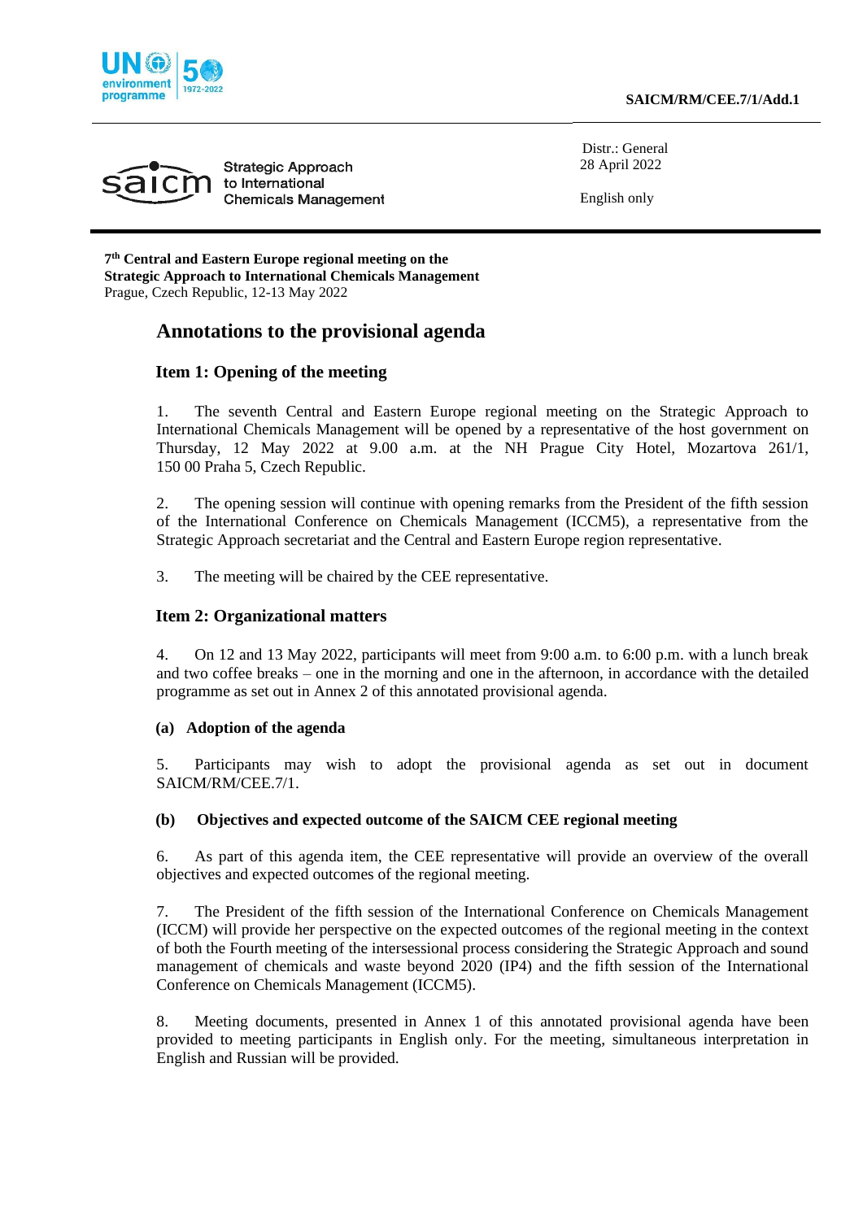SAICM/RM/CEE.7/1/Add.1

Strategic Approach to International Chemicals Management

Distr.: General
28 April 2022

English only

**7th Central and Eastern Europe regional meeting on the Strategic Approach to International Chemicals Management**
Prague, Czech Republic, 12-13 May 2022

# Annotations to the provisional agenda

## Item 1: Opening of the meeting

1. The seventh Central and Eastern Europe regional meeting on the Strategic Approach to International Chemicals Management will be opened by a representative of the host government on Thursday, 12 May 2022 at 9.00 a.m. at the NH Prague City Hotel, Mozartova 261/1, 150 00 Praha 5, Czech Republic.

2. The opening session will continue with opening remarks from the President of the fifth session of the International Conference on Chemicals Management (ICCM5), a representative from the Strategic Approach secretariat and the Central and Eastern Europe region representative.

3. The meeting will be chaired by the CEE representative.

## Item 2: Organizational matters

4. On 12 and 13 May 2022, participants will meet from 9:00 a.m. to 6:00 p.m. with a lunch break and two coffee breaks – one in the morning and one in the afternoon, in accordance with the detailed programme as set out in Annex 2 of this annotated provisional agenda.

### (a) Adoption of the agenda

5. Participants may wish to adopt the provisional agenda as set out in document SAICM/RM/CEE.7/1.

### (b) Objectives and expected outcome of the SAICM CEE regional meeting

6. As part of this agenda item, the CEE representative will provide an overview of the overall objectives and expected outcomes of the regional meeting.

7. The President of the fifth session of the International Conference on Chemicals Management (ICCM) will provide her perspective on the expected outcomes of the regional meeting in the context of both the Fourth meeting of the intersessional process considering the Strategic Approach and sound management of chemicals and waste beyond 2020 (IP4) and the fifth session of the International Conference on Chemicals Management (ICCM5).

8. Meeting documents, presented in Annex 1 of this annotated provisional agenda have been provided to meeting participants in English only. For the meeting, simultaneous interpretation in English and Russian will be provided.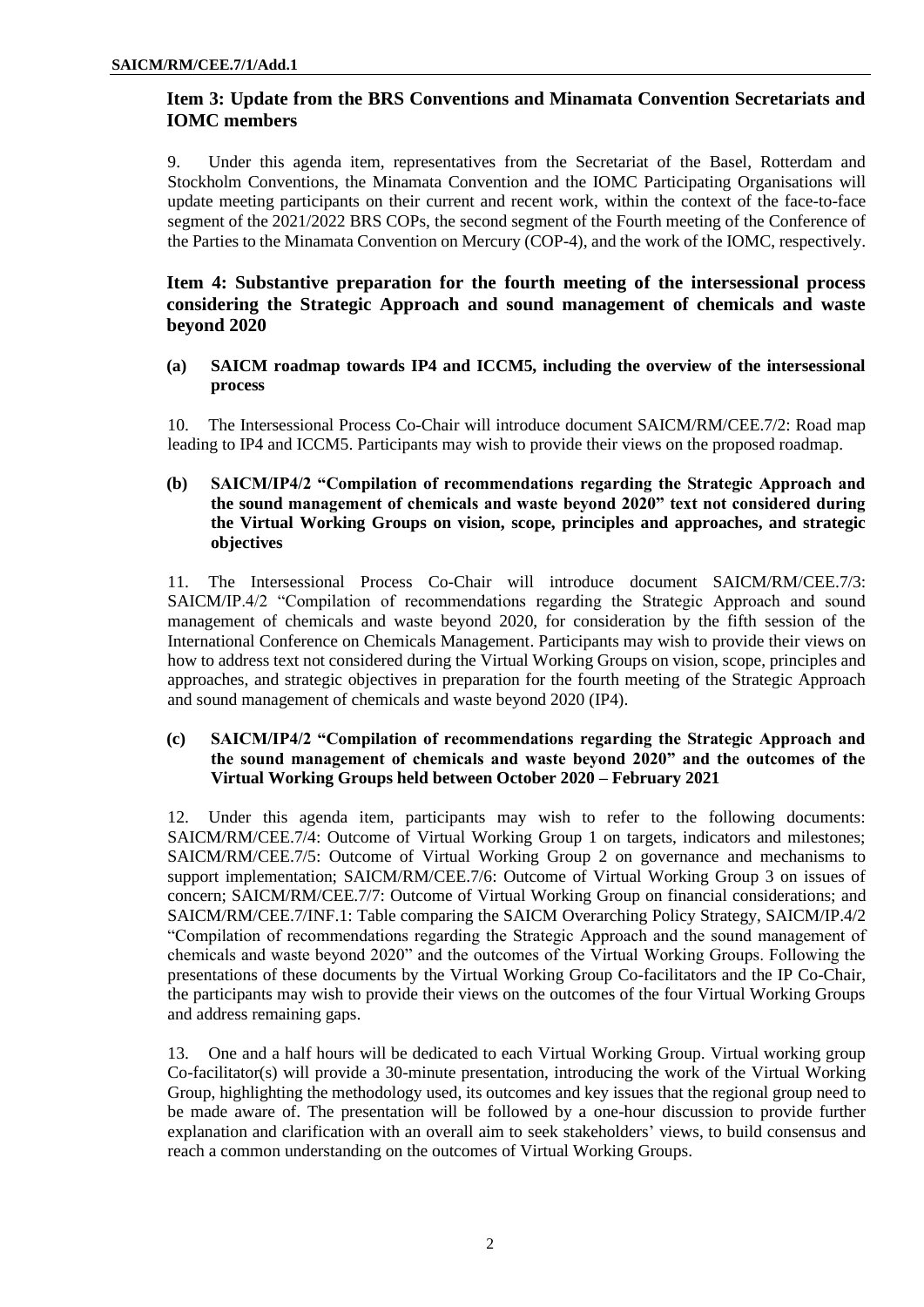## Item 3: Update from the BRS Conventions and Minamata Convention Secretariats and IOMC members

9. Under this agenda item, representatives from the Secretariat of the Basel, Rotterdam and Stockholm Conventions, the Minamata Convention and the IOMC Participating Organisations will update meeting participants on their current and recent work, within the context of the face-to-face segment of the 2021/2022 BRS COPs, the second segment of the Fourth meeting of the Conference of the Parties to the Minamata Convention on Mercury (COP-4), and the work of the IOMC, respectively.

## Item 4: Substantive preparation for the fourth meeting of the intersessional process considering the Strategic Approach and sound management of chemicals and waste beyond 2020

### (a) SAICM roadmap towards IP4 and ICCM5, including the overview of the intersessional process

10. The Intersessional Process Co-Chair will introduce document SAICM/RM/CEE.7/2: Road map leading to IP4 and ICCM5. Participants may wish to provide their views on the proposed roadmap.

### (b) SAICM/IP4/2 "Compilation of recommendations regarding the Strategic Approach and the sound management of chemicals and waste beyond 2020" text not considered during the Virtual Working Groups on vision, scope, principles and approaches, and strategic objectives

11. The Intersessional Process Co-Chair will introduce document SAICM/RM/CEE.7/3: SAICM/IP.4/2 "Compilation of recommendations regarding the Strategic Approach and sound management of chemicals and waste beyond 2020, for consideration by the fifth session of the International Conference on Chemicals Management. Participants may wish to provide their views on how to address text not considered during the Virtual Working Groups on vision, scope, principles and approaches, and strategic objectives in preparation for the fourth meeting of the Strategic Approach and sound management of chemicals and waste beyond 2020 (IP4).

### (c) SAICM/IP4/2 "Compilation of recommendations regarding the Strategic Approach and the sound management of chemicals and waste beyond 2020" and the outcomes of the Virtual Working Groups held between October 2020 – February 2021

12. Under this agenda item, participants may wish to refer to the following documents: SAICM/RM/CEE.7/4: Outcome of Virtual Working Group 1 on targets, indicators and milestones; SAICM/RM/CEE.7/5: Outcome of Virtual Working Group 2 on governance and mechanisms to support implementation; SAICM/RM/CEE.7/6: Outcome of Virtual Working Group 3 on issues of concern; SAICM/RM/CEE.7/7: Outcome of Virtual Working Group on financial considerations; and SAICM/RM/CEE.7/INF.1: Table comparing the SAICM Overarching Policy Strategy, SAICM/IP.4/2 "Compilation of recommendations regarding the Strategic Approach and the sound management of chemicals and waste beyond 2020" and the outcomes of the Virtual Working Groups. Following the presentations of these documents by the Virtual Working Group Co-facilitators and the IP Co-Chair, the participants may wish to provide their views on the outcomes of the four Virtual Working Groups and address remaining gaps.

13. One and a half hours will be dedicated to each Virtual Working Group. Virtual working group Co-facilitator(s) will provide a 30-minute presentation, introducing the work of the Virtual Working Group, highlighting the methodology used, its outcomes and key issues that the regional group need to be made aware of. The presentation will be followed by a one-hour discussion to provide further explanation and clarification with an overall aim to seek stakeholders' views, to build consensus and reach a common understanding on the outcomes of Virtual Working Groups.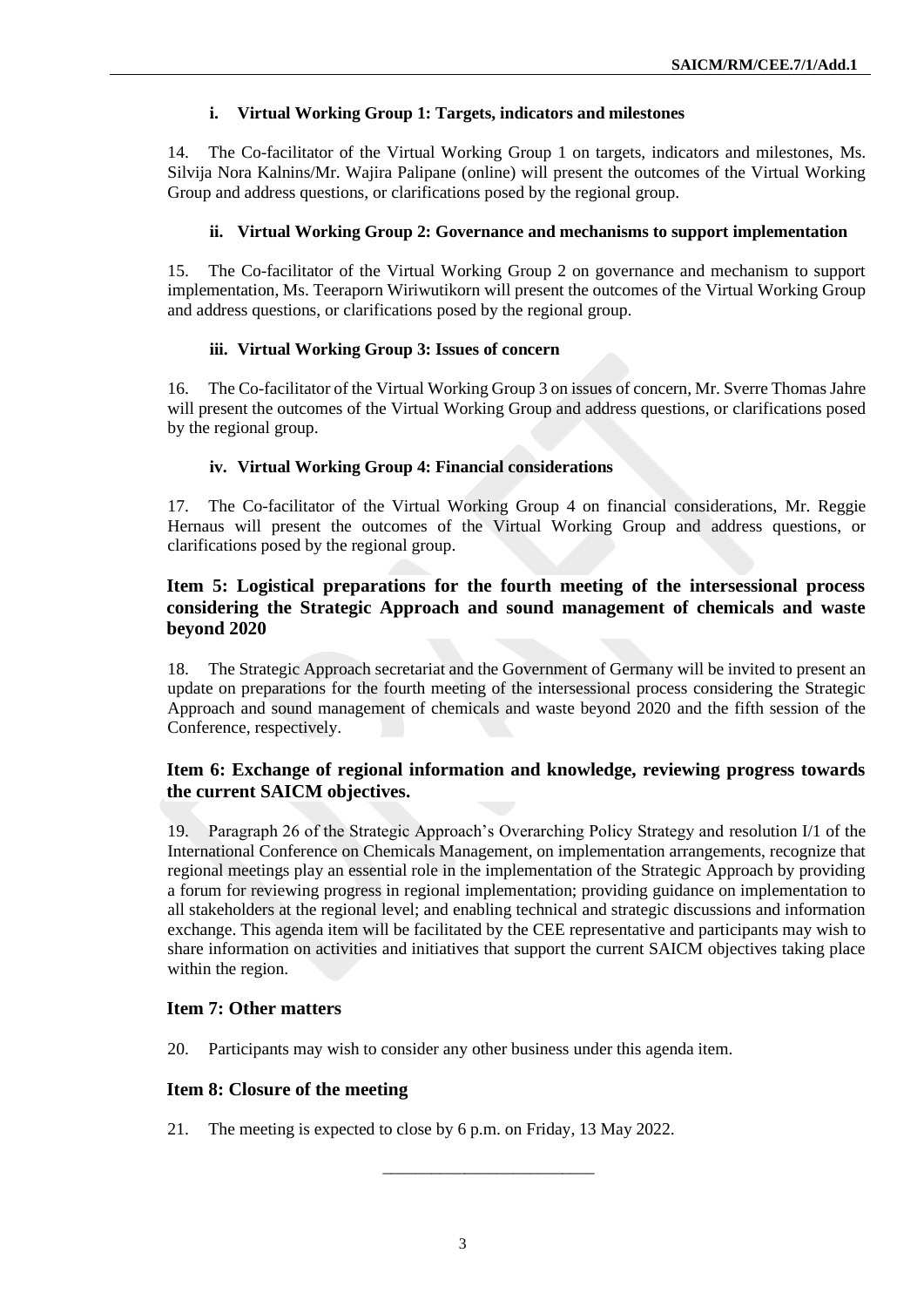#### i. Virtual Working Group 1: Targets, indicators and milestones

14. The Co-facilitator of the Virtual Working Group 1 on targets, indicators and milestones, Ms. Silvija Nora Kalnins/Mr. Wajira Palipane (online) will present the outcomes of the Virtual Working Group and address questions, or clarifications posed by the regional group.

#### ii. Virtual Working Group 2: Governance and mechanisms to support implementation

15. The Co-facilitator of the Virtual Working Group 2 on governance and mechanism to support implementation, Ms. Teeraporn Wiriwutikorn will present the outcomes of the Virtual Working Group and address questions, or clarifications posed by the regional group.

#### iii. Virtual Working Group 3: Issues of concern

16. The Co-facilitator of the Virtual Working Group 3 on issues of concern, Mr. Sverre Thomas Jahre will present the outcomes of the Virtual Working Group and address questions, or clarifications posed by the regional group.

#### iv. Virtual Working Group 4: Financial considerations

17. The Co-facilitator of the Virtual Working Group 4 on financial considerations, Mr. Reggie Hernaus will present the outcomes of the Virtual Working Group and address questions, or clarifications posed by the regional group.

### Item 5: Logistical preparations for the fourth meeting of the intersessional process considering the Strategic Approach and sound management of chemicals and waste beyond 2020

18. The Strategic Approach secretariat and the Government of Germany will be invited to present an update on preparations for the fourth meeting of the intersessional process considering the Strategic Approach and sound management of chemicals and waste beyond 2020 and the fifth session of the Conference, respectively.

### Item 6: Exchange of regional information and knowledge, reviewing progress towards the current SAICM objectives.

19. Paragraph 26 of the Strategic Approach's Overarching Policy Strategy and resolution I/1 of the International Conference on Chemicals Management, on implementation arrangements, recognize that regional meetings play an essential role in the implementation of the Strategic Approach by providing a forum for reviewing progress in regional implementation; providing guidance on implementation to all stakeholders at the regional level; and enabling technical and strategic discussions and information exchange. This agenda item will be facilitated by the CEE representative and participants may wish to share information on activities and initiatives that support the current SAICM objectives taking place within the region.

### Item 7: Other matters

20. Participants may wish to consider any other business under this agenda item.

### Item 8: Closure of the meeting

21. The meeting is expected to close by 6 p.m. on Friday, 13 May 2022.

\_\_\_\_\_\_\_\_\_\_\_\_\_\_\_\_\_\_\_\_\_\_\_\_\_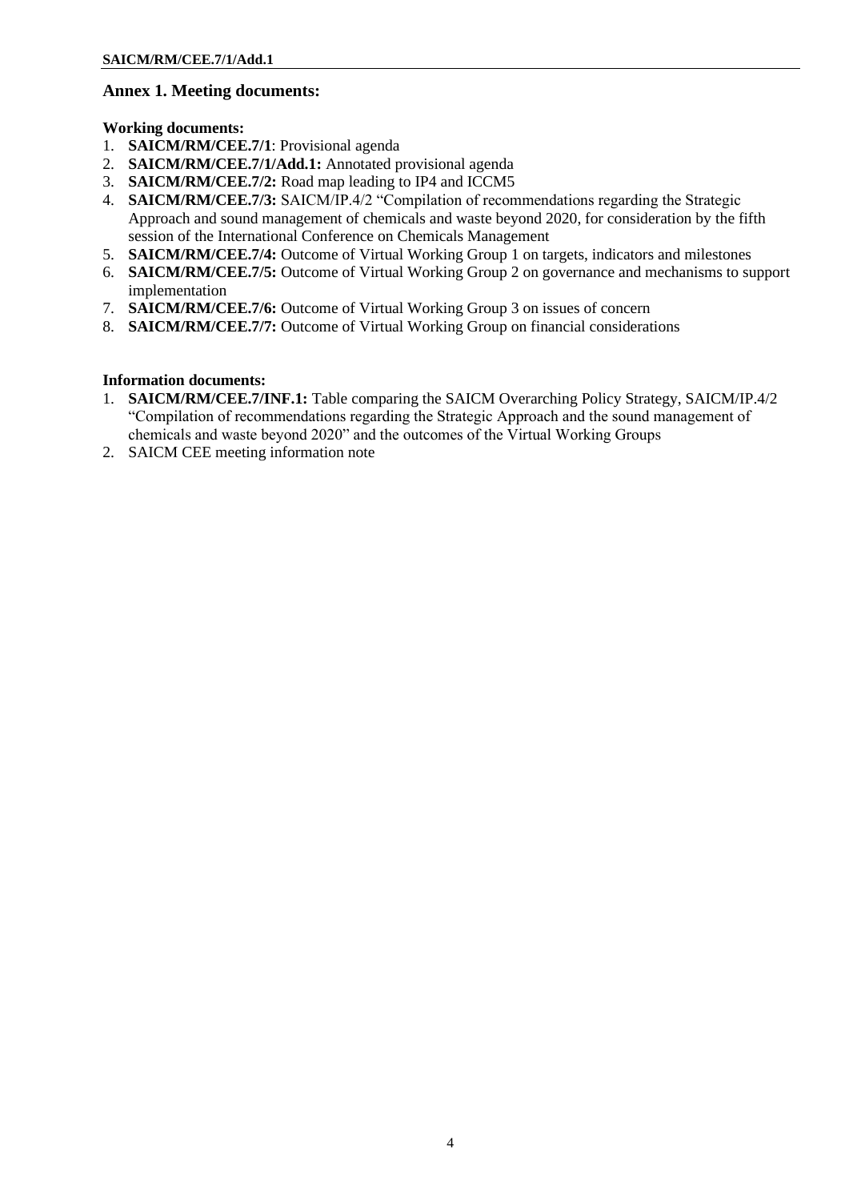## Annex 1. Meeting documents:

**Working documents:**

1. **SAICM/RM/CEE.7/1**: Provisional agenda
2. **SAICM/RM/CEE.7/1/Add.1:** Annotated provisional agenda
3. **SAICM/RM/CEE.7/2:** Road map leading to IP4 and ICCM5
4. **SAICM/RM/CEE.7/3:** SAICM/IP.4/2 "Compilation of recommendations regarding the Strategic Approach and sound management of chemicals and waste beyond 2020, for consideration by the fifth session of the International Conference on Chemicals Management
5. **SAICM/RM/CEE.7/4:** Outcome of Virtual Working Group 1 on targets, indicators and milestones
6. **SAICM/RM/CEE.7/5:** Outcome of Virtual Working Group 2 on governance and mechanisms to support implementation
7. **SAICM/RM/CEE.7/6:** Outcome of Virtual Working Group 3 on issues of concern
8. **SAICM/RM/CEE.7/7:** Outcome of Virtual Working Group on financial considerations

**Information documents:**

1. **SAICM/RM/CEE.7/INF.1:** Table comparing the SAICM Overarching Policy Strategy, SAICM/IP.4/2 "Compilation of recommendations regarding the Strategic Approach and the sound management of chemicals and waste beyond 2020" and the outcomes of the Virtual Working Groups
2. SAICM CEE meeting information note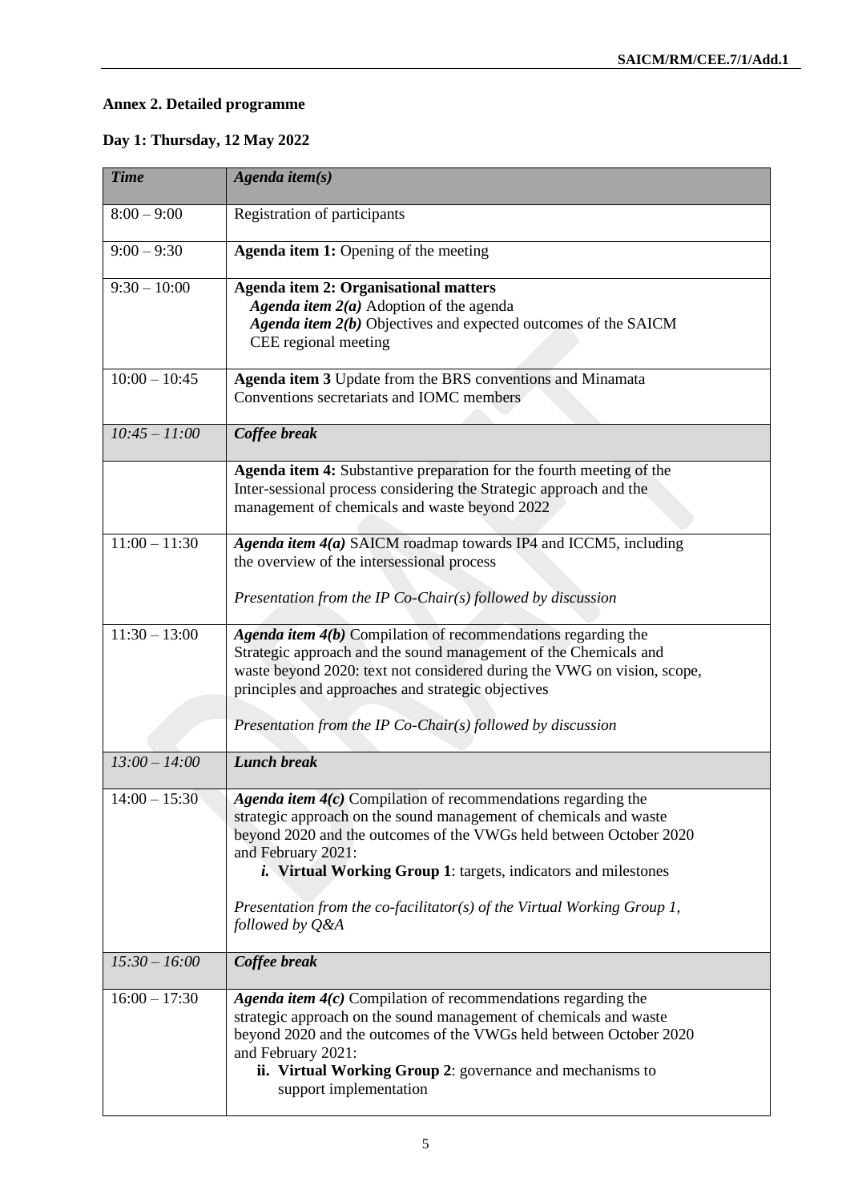**Annex 2. Detailed programme**

**Day 1: Thursday, 12 May 2022**

| *Time* | *Agenda item(s)* |
|---|---|
| 8:00 – 9:00 | Registration of participants |
| 9:00 – 9:30 | **Agenda item 1:** Opening of the meeting |
| 9:30 – 10:00 | **Agenda item 2: Organisational matters**<br>***Agenda item 2(a)*** Adoption of the agenda<br>***Agenda item 2(b)*** Objectives and expected outcomes of the SAICM CEE regional meeting |
| 10:00 – 10:45 | **Agenda item 3** Update from the BRS conventions and Minamata Conventions secretariats and IOMC members |
| *10:45 – 11:00* | ***Coffee break*** |
| | **Agenda item 4:** Substantive preparation for the fourth meeting of the Inter-sessional process considering the Strategic approach and the management of chemicals and waste beyond 2022 |
| 11:00 – 11:30 | ***Agenda item 4(a)*** SAICM roadmap towards IP4 and ICCM5, including the overview of the intersessional process<br><br>*Presentation from the IP Co-Chair(s) followed by discussion* |
| 11:30 – 13:00 | ***Agenda item 4(b)*** Compilation of recommendations regarding the Strategic approach and the sound management of the Chemicals and waste beyond 2020: text not considered during the VWG on vision, scope, principles and approaches and strategic objectives<br><br>*Presentation from the IP Co-Chair(s) followed by discussion* |
| *13:00 – 14:00* | ***Lunch break*** |
| 14:00 – 15:30 | ***Agenda item 4(c)*** Compilation of recommendations regarding the strategic approach on the sound management of chemicals and waste beyond 2020 and the outcomes of the VWGs held between October 2020 and February 2021:<br>***i.* Virtual Working Group 1**: targets, indicators and milestones<br><br>*Presentation from the co-facilitator(s) of the Virtual Working Group 1, followed by Q&A* |
| *15:30 – 16:00* | ***Coffee break*** |
| 16:00 – 17:30 | ***Agenda item 4(c)*** Compilation of recommendations regarding the strategic approach on the sound management of chemicals and waste beyond 2020 and the outcomes of the VWGs held between October 2020 and February 2021:<br>**ii. Virtual Working Group 2**: governance and mechanisms to support implementation |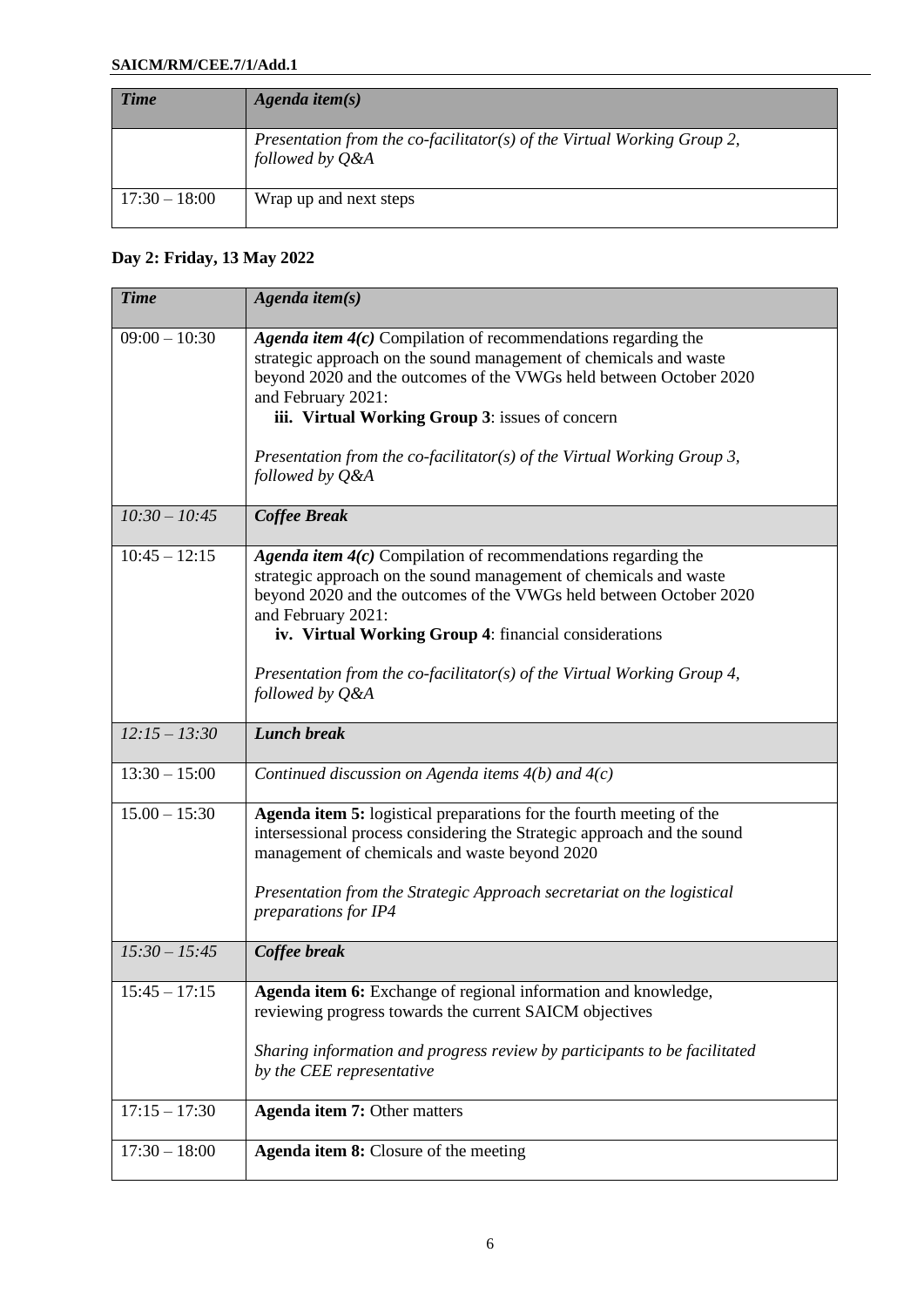| *Time* | *Agenda item(s)* |
|---|---|
| | *Presentation from the co-facilitator(s) of the Virtual Working Group 2, followed by Q&A* |
| 17:30 – 18:00 | Wrap up and next steps |

**Day 2: Friday, 13 May 2022**

| *Time* | *Agenda item(s)* |
|---|---|
| 09:00 – 10:30 | ***Agenda item 4(c)*** Compilation of recommendations regarding the strategic approach on the sound management of chemicals and waste beyond 2020 and the outcomes of the VWGs held between October 2020 and February 2021:<br>**iii. Virtual Working Group 3**: issues of concern<br><br>*Presentation from the co-facilitator(s) of the Virtual Working Group 3, followed by Q&A* |
| *10:30 – 10:45* | ***Coffee Break*** |
| 10:45 – 12:15 | ***Agenda item 4(c)*** Compilation of recommendations regarding the strategic approach on the sound management of chemicals and waste beyond 2020 and the outcomes of the VWGs held between October 2020 and February 2021:<br>**iv. Virtual Working Group 4**: financial considerations<br><br>*Presentation from the co-facilitator(s) of the Virtual Working Group 4, followed by Q&A* |
| *12:15 – 13:30* | ***Lunch break*** |
| 13:30 – 15:00 | *Continued discussion on Agenda items 4(b) and 4(c)* |
| 15.00 – 15:30 | **Agenda item 5:** logistical preparations for the fourth meeting of the intersessional process considering the Strategic approach and the sound management of chemicals and waste beyond 2020<br><br>*Presentation from the Strategic Approach secretariat on the logistical preparations for IP4* |
| *15:30 – 15:45* | ***Coffee break*** |
| 15:45 – 17:15 | **Agenda item 6:** Exchange of regional information and knowledge, reviewing progress towards the current SAICM objectives<br><br>*Sharing information and progress review by participants to be facilitated by the CEE representative* |
| 17:15 – 17:30 | **Agenda item 7:** Other matters |
| 17:30 – 18:00 | **Agenda item 8:** Closure of the meeting |